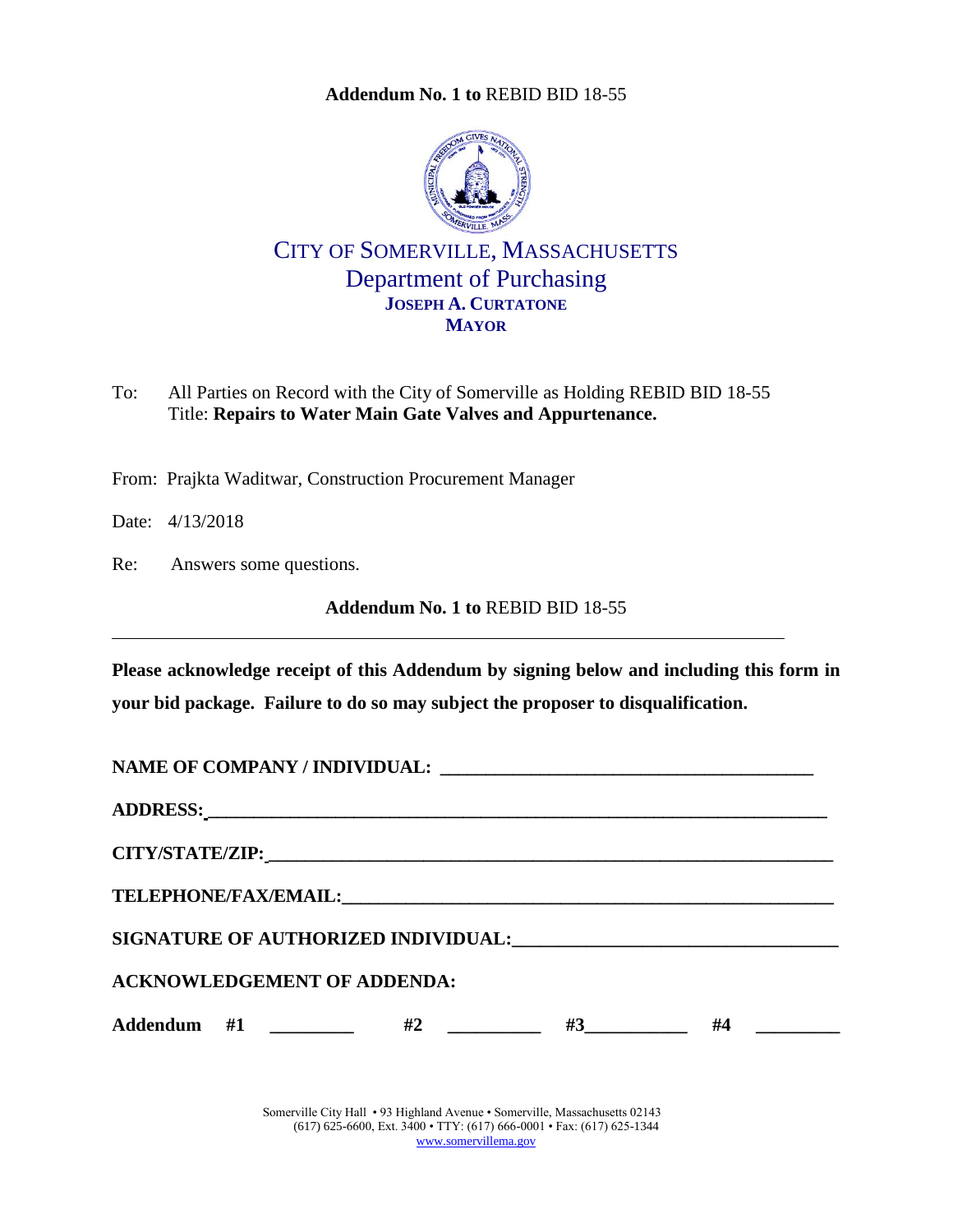**Addendum No. 1 to** REBID BID 18-55

# CITY OF SOMERVILLE, MASSACHUSETTS
## Department of Purchasing
**JOSEPH A. CURTATONE**
**MAYOR**

To: All Parties on Record with the City of Somerville as Holding REBID BID 18-55
Title: **Repairs to Water Main Gate Valves and Appurtenance.**

From: Prajkta Waditwar, Construction Procurement Manager

Date: 4/13/2018

Re: Answers some questions.

**Addendum No. 1 to** REBID BID 18-55

---

**Please acknowledge receipt of this Addendum by signing below and including this form in your bid package. Failure to do so may subject the proposer to disqualification.**

**NAME OF COMPANY / INDIVIDUAL:** ________________________________________

**ADDRESS:** ____________________________________________________________________

**CITY/STATE/ZIP:** _______________________________________________________________

**TELEPHONE/FAX/EMAIL:** __________________________________________________________

**SIGNATURE OF AUTHORIZED INDIVIDUAL:** _________________________________

**ACKNOWLEDGEMENT OF ADDENDA:**

**Addendum #1** _________ **#2** __________ **#3**___________ **#4** _________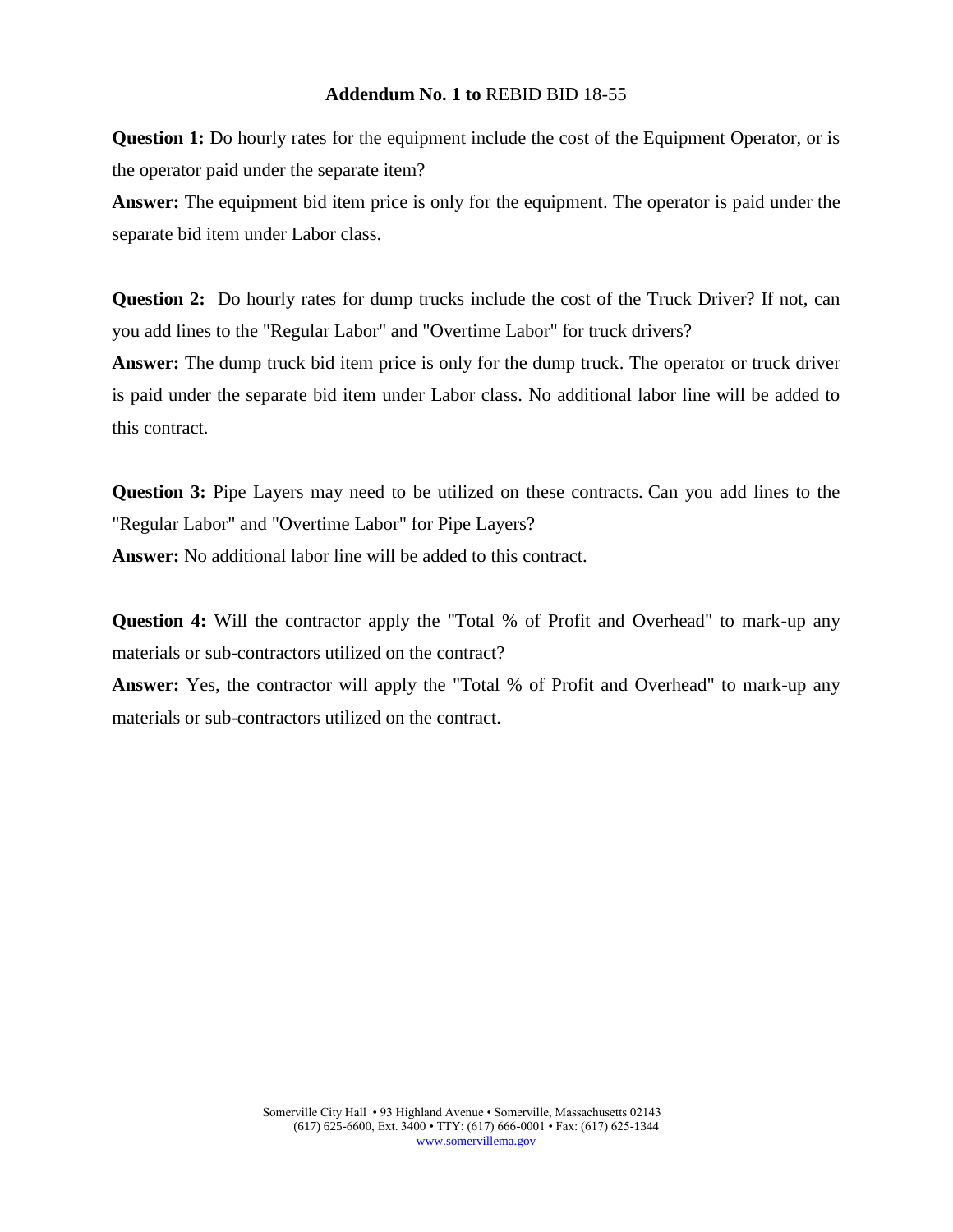**Addendum No. 1 to** REBID BID 18-55

**Question 1:** Do hourly rates for the equipment include the cost of the Equipment Operator, or is the operator paid under the separate item?

**Answer:** The equipment bid item price is only for the equipment. The operator is paid under the separate bid item under Labor class.

**Question 2:** Do hourly rates for dump trucks include the cost of the Truck Driver? If not, can you add lines to the "Regular Labor" and "Overtime Labor" for truck drivers?

**Answer:** The dump truck bid item price is only for the dump truck. The operator or truck driver is paid under the separate bid item under Labor class. No additional labor line will be added to this contract.

**Question 3:** Pipe Layers may need to be utilized on these contracts. Can you add lines to the "Regular Labor" and "Overtime Labor" for Pipe Layers?

**Answer:** No additional labor line will be added to this contract.

**Question 4:** Will the contractor apply the "Total % of Profit and Overhead" to mark-up any materials or sub-contractors utilized on the contract?

**Answer:** Yes, the contractor will apply the "Total % of Profit and Overhead" to mark-up any materials or sub-contractors utilized on the contract.